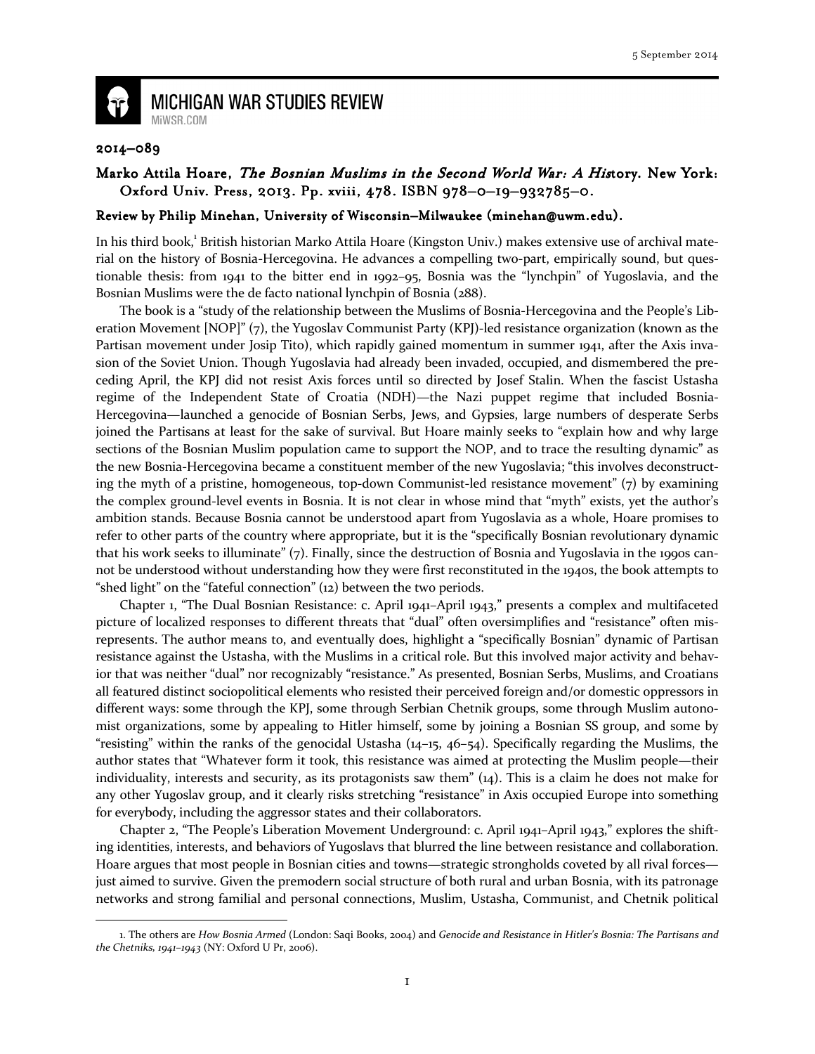5 September 2014

# MICHIGAN WAR STUDIES REVIEW

MiWSR.COM

2014–089

## Marko Attila Hoare, *The Bosnian Muslims in the Second World War: A History*. New York: Oxford Univ. Press, 2013. Pp. xviii, 478. ISBN 978–0–19–932785–0.

### Review by Philip Minehan, University of Wisconsin–Milwaukee (minehan@uwm.edu).

In his third book,[1] British historian Marko Attila Hoare (Kingston Univ.) makes extensive use of archival material on the history of Bosnia-Hercegovina. He advances a compelling two-part, empirically sound, but questionable thesis: from 1941 to the bitter end in 1992–95, Bosnia was the "lynchpin" of Yugoslavia, and the Bosnian Muslims were the de facto national lynchpin of Bosnia (288).

The book is a "study of the relationship between the Muslims of Bosnia-Hercegovina and the People's Liberation Movement [NOP]" (7), the Yugoslav Communist Party (KPJ)-led resistance organization (known as the Partisan movement under Josip Tito), which rapidly gained momentum in summer 1941, after the Axis invasion of the Soviet Union. Though Yugoslavia had already been invaded, occupied, and dismembered the preceding April, the KPJ did not resist Axis forces until so directed by Josef Stalin. When the fascist Ustasha regime of the Independent State of Croatia (NDH)—the Nazi puppet regime that included Bosnia-Hercegovina—launched a genocide of Bosnian Serbs, Jews, and Gypsies, large numbers of desperate Serbs joined the Partisans at least for the sake of survival. But Hoare mainly seeks to "explain how and why large sections of the Bosnian Muslim population came to support the NOP, and to trace the resulting dynamic" as the new Bosnia-Hercegovina became a constituent member of the new Yugoslavia; "this involves deconstructing the myth of a pristine, homogeneous, top-down Communist-led resistance movement" (7) by examining the complex ground-level events in Bosnia. It is not clear in whose mind that "myth" exists, yet the author's ambition stands. Because Bosnia cannot be understood apart from Yugoslavia as a whole, Hoare promises to refer to other parts of the country where appropriate, but it is the "specifically Bosnian revolutionary dynamic that his work seeks to illuminate" (7). Finally, since the destruction of Bosnia and Yugoslavia in the 1990s cannot be understood without understanding how they were first reconstituted in the 1940s, the book attempts to "shed light" on the "fateful connection" (12) between the two periods.

Chapter 1, "The Dual Bosnian Resistance: c. April 1941–April 1943," presents a complex and multifaceted picture of localized responses to different threats that "dual" often oversimplifies and "resistance" often misrepresents. The author means to, and eventually does, highlight a "specifically Bosnian" dynamic of Partisan resistance against the Ustasha, with the Muslims in a critical role. But this involved major activity and behavior that was neither "dual" nor recognizably "resistance." As presented, Bosnian Serbs, Muslims, and Croatians all featured distinct sociopolitical elements who resisted their perceived foreign and/or domestic oppressors in different ways: some through the KPJ, some through Serbian Chetnik groups, some through Muslim autonomist organizations, some by appealing to Hitler himself, some by joining a Bosnian SS group, and some by "resisting" within the ranks of the genocidal Ustasha (14–15, 46–54). Specifically regarding the Muslims, the author states that "Whatever form it took, this resistance was aimed at protecting the Muslim people—their individuality, interests and security, as its protagonists saw them" (14). This is a claim he does not make for any other Yugoslav group, and it clearly risks stretching "resistance" in Axis occupied Europe into something for everybody, including the aggressor states and their collaborators.

Chapter 2, "The People's Liberation Movement Underground: c. April 1941–April 1943," explores the shifting identities, interests, and behaviors of Yugoslavs that blurred the line between resistance and collaboration. Hoare argues that most people in Bosnian cities and towns—strategic strongholds coveted by all rival forces—just aimed to survive. Given the premodern social structure of both rural and urban Bosnia, with its patronage networks and strong familial and personal connections, Muslim, Ustasha, Communist, and Chetnik political

---

[1] The others are *How Bosnia Armed* (London: Saqi Books, 2004) and *Genocide and Resistance in Hitler's Bosnia: The Partisans and the Chetniks, 1941–1943* (NY: Oxford U Pr, 2006).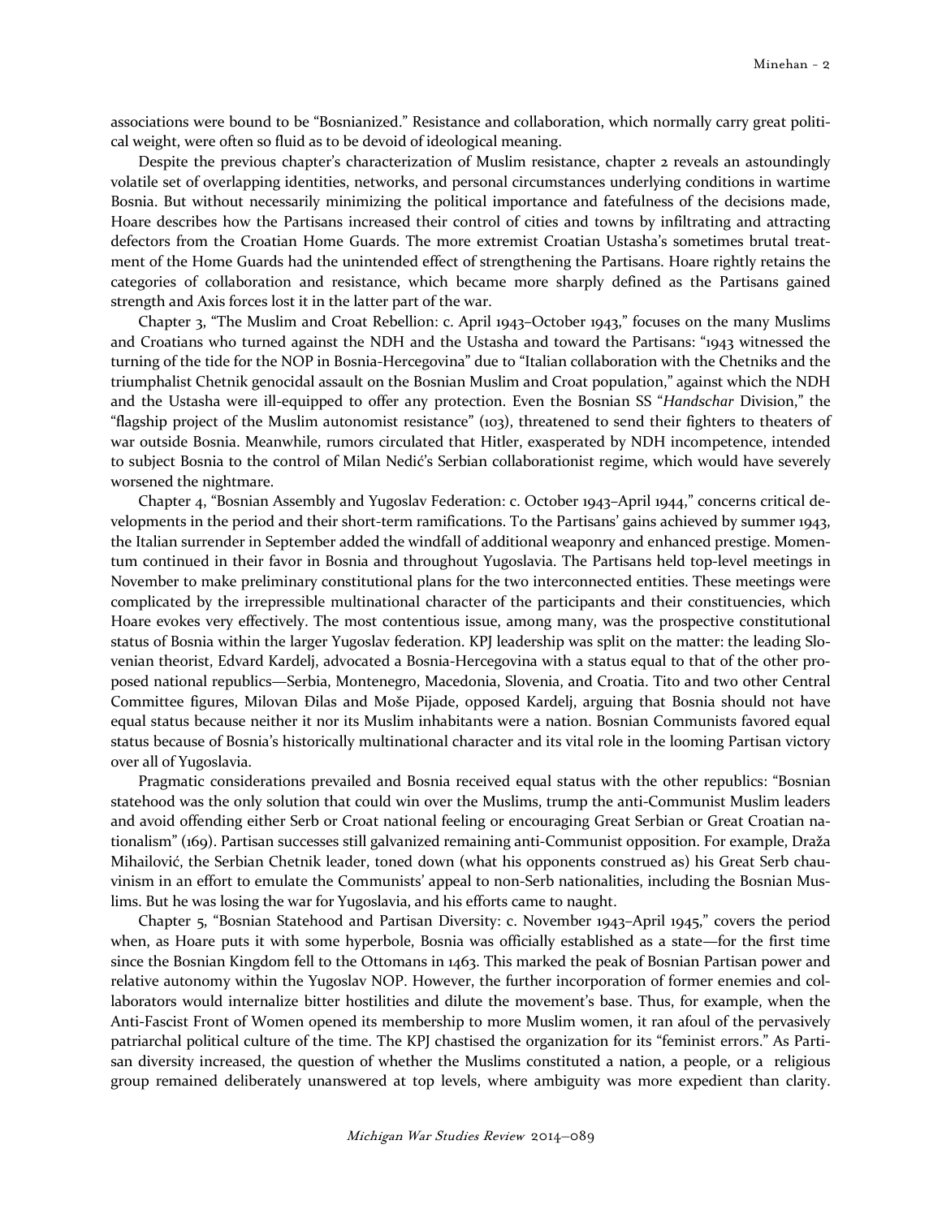associations were bound to be "Bosnianized." Resistance and collaboration, which normally carry great political weight, were often so fluid as to be devoid of ideological meaning.

Despite the previous chapter's characterization of Muslim resistance, chapter 2 reveals an astoundingly volatile set of overlapping identities, networks, and personal circumstances underlying conditions in wartime Bosnia. But without necessarily minimizing the political importance and fatefulness of the decisions made, Hoare describes how the Partisans increased their control of cities and towns by infiltrating and attracting defectors from the Croatian Home Guards. The more extremist Croatian Ustasha's sometimes brutal treatment of the Home Guards had the unintended effect of strengthening the Partisans. Hoare rightly retains the categories of collaboration and resistance, which became more sharply defined as the Partisans gained strength and Axis forces lost it in the latter part of the war.

Chapter 3, "The Muslim and Croat Rebellion: c. April 1943–October 1943," focuses on the many Muslims and Croatians who turned against the NDH and the Ustasha and toward the Partisans: "1943 witnessed the turning of the tide for the NOP in Bosnia-Hercegovina" due to "Italian collaboration with the Chetniks and the triumphalist Chetnik genocidal assault on the Bosnian Muslim and Croat population," against which the NDH and the Ustasha were ill-equipped to offer any protection. Even the Bosnian SS "*Handschar* Division," the "flagship project of the Muslim autonomist resistance" (103), threatened to send their fighters to theaters of war outside Bosnia. Meanwhile, rumors circulated that Hitler, exasperated by NDH incompetence, intended to subject Bosnia to the control of Milan Nedić's Serbian collaborationist regime, which would have severely worsened the nightmare.

Chapter 4, "Bosnian Assembly and Yugoslav Federation: c. October 1943–April 1944," concerns critical developments in the period and their short-term ramifications. To the Partisans' gains achieved by summer 1943, the Italian surrender in September added the windfall of additional weaponry and enhanced prestige. Momentum continued in their favor in Bosnia and throughout Yugoslavia. The Partisans held top-level meetings in November to make preliminary constitutional plans for the two interconnected entities. These meetings were complicated by the irrepressible multinational character of the participants and their constituencies, which Hoare evokes very effectively. The most contentious issue, among many, was the prospective constitutional status of Bosnia within the larger Yugoslav federation. KPJ leadership was split on the matter: the leading Slovenian theorist, Edvard Kardelj, advocated a Bosnia-Hercegovina with a status equal to that of the other proposed national republics—Serbia, Montenegro, Macedonia, Slovenia, and Croatia. Tito and two other Central Committee figures, Milovan Đilas and Moše Pijade, opposed Kardelj, arguing that Bosnia should not have equal status because neither it nor its Muslim inhabitants were a nation. Bosnian Communists favored equal status because of Bosnia's historically multinational character and its vital role in the looming Partisan victory over all of Yugoslavia.

Pragmatic considerations prevailed and Bosnia received equal status with the other republics: "Bosnian statehood was the only solution that could win over the Muslims, trump the anti-Communist Muslim leaders and avoid offending either Serb or Croat national feeling or encouraging Great Serbian or Great Croatian nationalism" (169). Partisan successes still galvanized remaining anti-Communist opposition. For example, Draža Mihailović, the Serbian Chetnik leader, toned down (what his opponents construed as) his Great Serb chauvinism in an effort to emulate the Communists' appeal to non-Serb nationalities, including the Bosnian Muslims. But he was losing the war for Yugoslavia, and his efforts came to naught.

Chapter 5, "Bosnian Statehood and Partisan Diversity: c. November 1943–April 1945," covers the period when, as Hoare puts it with some hyperbole, Bosnia was officially established as a state—for the first time since the Bosnian Kingdom fell to the Ottomans in 1463. This marked the peak of Bosnian Partisan power and relative autonomy within the Yugoslav NOP. However, the further incorporation of former enemies and collaborators would internalize bitter hostilities and dilute the movement's base. Thus, for example, when the Anti-Fascist Front of Women opened its membership to more Muslim women, it ran afoul of the pervasively patriarchal political culture of the time. The KPJ chastised the organization for its "feminist errors." As Partisan diversity increased, the question of whether the Muslims constituted a nation, a people, or a religious group remained deliberately unanswered at top levels, where ambiguity was more expedient than clarity.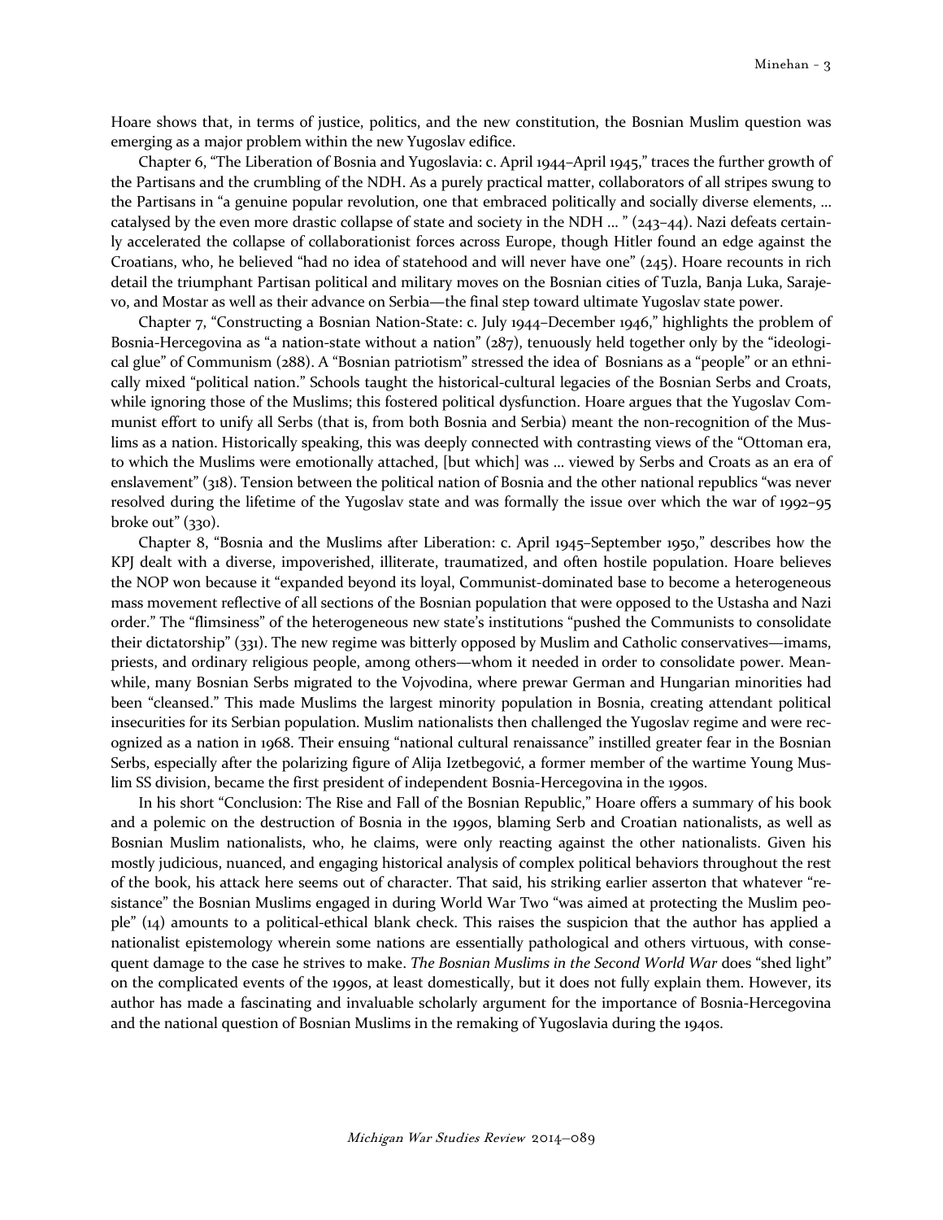Hoare shows that, in terms of justice, politics, and the new constitution, the Bosnian Muslim question was emerging as a major problem within the new Yugoslav edifice.

Chapter 6, "The Liberation of Bosnia and Yugoslavia: c. April 1944–April 1945," traces the further growth of the Partisans and the crumbling of the NDH. As a purely practical matter, collaborators of all stripes swung to the Partisans in "a genuine popular revolution, one that embraced politically and socially diverse elements, … catalysed by the even more drastic collapse of state and society in the NDH … " (243–44). Nazi defeats certainly accelerated the collapse of collaborationist forces across Europe, though Hitler found an edge against the Croatians, who, he believed "had no idea of statehood and will never have one" (245). Hoare recounts in rich detail the triumphant Partisan political and military moves on the Bosnian cities of Tuzla, Banja Luka, Sarajevo, and Mostar as well as their advance on Serbia—the final step toward ultimate Yugoslav state power.

Chapter 7, "Constructing a Bosnian Nation-State: c. July 1944–December 1946," highlights the problem of Bosnia-Hercegovina as "a nation-state without a nation" (287), tenuously held together only by the "ideological glue" of Communism (288). A "Bosnian patriotism" stressed the idea of Bosnians as a "people" or an ethnically mixed "political nation." Schools taught the historical-cultural legacies of the Bosnian Serbs and Croats, while ignoring those of the Muslims; this fostered political dysfunction. Hoare argues that the Yugoslav Communist effort to unify all Serbs (that is, from both Bosnia and Serbia) meant the non-recognition of the Muslims as a nation. Historically speaking, this was deeply connected with contrasting views of the "Ottoman era, to which the Muslims were emotionally attached, [but which] was … viewed by Serbs and Croats as an era of enslavement" (318). Tension between the political nation of Bosnia and the other national republics "was never resolved during the lifetime of the Yugoslav state and was formally the issue over which the war of 1992–95 broke out" (330).

Chapter 8, "Bosnia and the Muslims after Liberation: c. April 1945–September 1950," describes how the KPJ dealt with a diverse, impoverished, illiterate, traumatized, and often hostile population. Hoare believes the NOP won because it "expanded beyond its loyal, Communist-dominated base to become a heterogeneous mass movement reflective of all sections of the Bosnian population that were opposed to the Ustasha and Nazi order." The "flimsiness" of the heterogeneous new state's institutions "pushed the Communists to consolidate their dictatorship" (331). The new regime was bitterly opposed by Muslim and Catholic conservatives—imams, priests, and ordinary religious people, among others—whom it needed in order to consolidate power. Meanwhile, many Bosnian Serbs migrated to the Vojvodina, where prewar German and Hungarian minorities had been "cleansed." This made Muslims the largest minority population in Bosnia, creating attendant political insecurities for its Serbian population. Muslim nationalists then challenged the Yugoslav regime and were recognized as a nation in 1968. Their ensuing "national cultural renaissance" instilled greater fear in the Bosnian Serbs, especially after the polarizing figure of Alija Izetbegović, a former member of the wartime Young Muslim SS division, became the first president of independent Bosnia-Hercegovina in the 1990s.

In his short "Conclusion: The Rise and Fall of the Bosnian Republic," Hoare offers a summary of his book and a polemic on the destruction of Bosnia in the 1990s, blaming Serb and Croatian nationalists, as well as Bosnian Muslim nationalists, who, he claims, were only reacting against the other nationalists. Given his mostly judicious, nuanced, and engaging historical analysis of complex political behaviors throughout the rest of the book, his attack here seems out of character. That said, his striking earlier asserton that whatever "resistance" the Bosnian Muslims engaged in during World War Two "was aimed at protecting the Muslim people" (14) amounts to a political-ethical blank check. This raises the suspicion that the author has applied a nationalist epistemology wherein some nations are essentially pathological and others virtuous, with consequent damage to the case he strives to make. *The Bosnian Muslims in the Second World War* does "shed light" on the complicated events of the 1990s, at least domestically, but it does not fully explain them. However, its author has made a fascinating and invaluable scholarly argument for the importance of Bosnia-Hercegovina and the national question of Bosnian Muslims in the remaking of Yugoslavia during the 1940s.